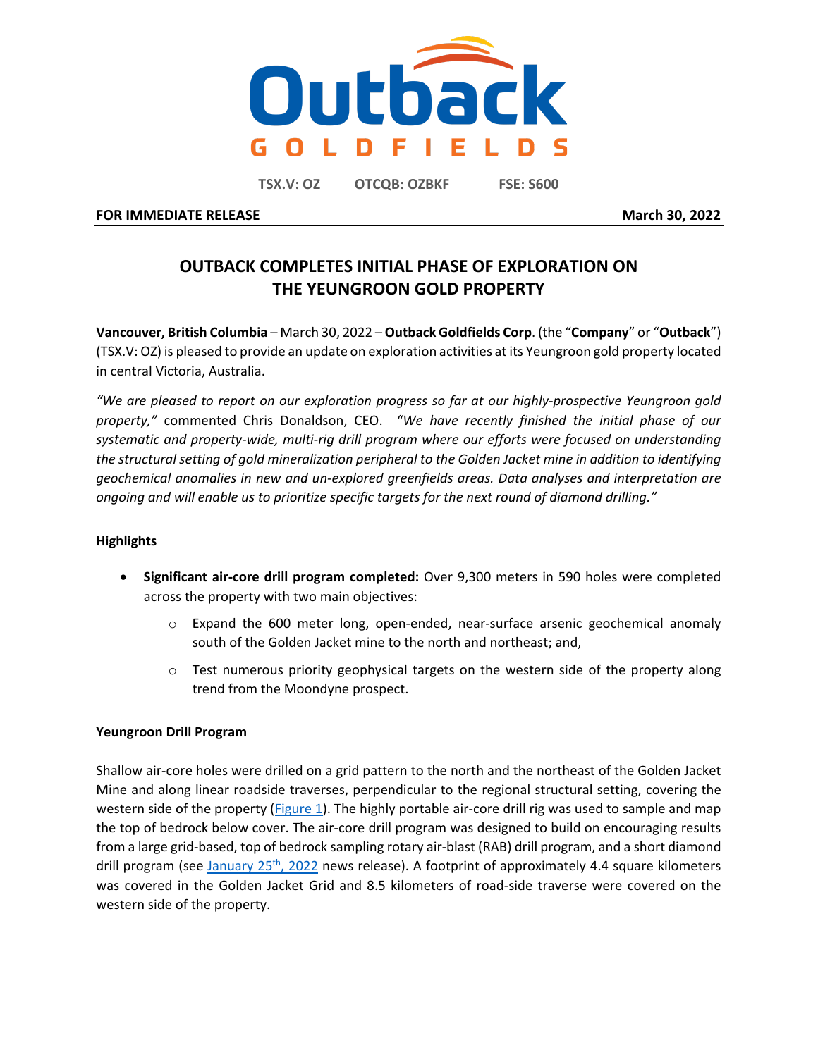# Outback GOLDFIELDS

TSX.V: OZ OTCQB: OZBKF FSE: S600

**FOR IMMEDIATE RELEASE** **March 30, 2022**

## OUTBACK COMPLETES INITIAL PHASE OF EXPLORATION ON THE YEUNGROON GOLD PROPERTY

**Vancouver, British Columbia** – March 30, 2022 – **Outback Goldfields Corp**. (the "**Company**" or "**Outback**") (TSX.V: OZ) is pleased to provide an update on exploration activities at its Yeungroon gold property located in central Victoria, Australia.

*"We are pleased to report on our exploration progress so far at our highly-prospective Yeungroon gold property,"* commented Chris Donaldson, CEO. *"We have recently finished the initial phase of our systematic and property-wide, multi-rig drill program where our efforts were focused on understanding the structural setting of gold mineralization peripheral to the Golden Jacket mine in addition to identifying geochemical anomalies in new and un-explored greenfields areas. Data analyses and interpretation are ongoing and will enable us to prioritize specific targets for the next round of diamond drilling."*

### Highlights

- **Significant air-core drill program completed:** Over 9,300 meters in 590 holes were completed across the property with two main objectives:
  - Expand the 600 meter long, open-ended, near-surface arsenic geochemical anomaly south of the Golden Jacket mine to the north and northeast; and,
  - Test numerous priority geophysical targets on the western side of the property along trend from the Moondyne prospect.

### Yeungroon Drill Program

Shallow air-core holes were drilled on a grid pattern to the north and the northeast of the Golden Jacket Mine and along linear roadside traverses, perpendicular to the regional structural setting, covering the western side of the property (Figure 1). The highly portable air-core drill rig was used to sample and map the top of bedrock below cover. The air-core drill program was designed to build on encouraging results from a large grid-based, top of bedrock sampling rotary air-blast (RAB) drill program, and a short diamond drill program (see January 25th, 2022 news release). A footprint of approximately 4.4 square kilometers was covered in the Golden Jacket Grid and 8.5 kilometers of road-side traverse were covered on the western side of the property.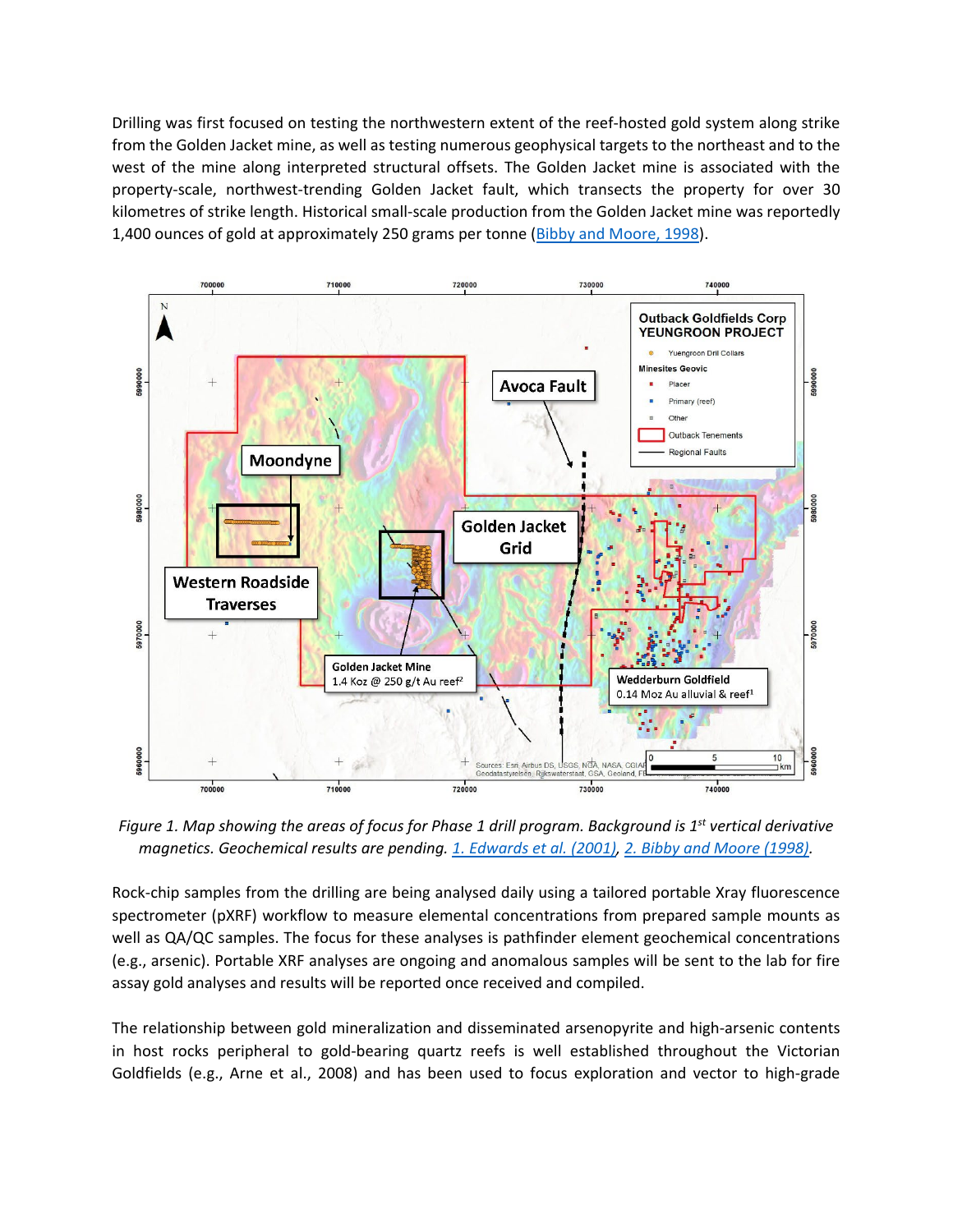Drilling was first focused on testing the northwestern extent of the reef-hosted gold system along strike from the Golden Jacket mine, as well as testing numerous geophysical targets to the northeast and to the west of the mine along interpreted structural offsets. The Golden Jacket mine is associated with the property-scale, northwest-trending Golden Jacket fault, which transects the property for over 30 kilometres of strike length. Historical small-scale production from the Golden Jacket mine was reportedly 1,400 ounces of gold at approximately 250 grams per tonne (Bibby and Moore, 1998).

*Figure 1. Map showing the areas of focus for Phase 1 drill program. Background is 1st vertical derivative magnetics. Geochemical results are pending. 1. Edwards et al. (2001), 2. Bibby and Moore (1998).*

Rock-chip samples from the drilling are being analysed daily using a tailored portable Xray fluorescence spectrometer (pXRF) workflow to measure elemental concentrations from prepared sample mounts as well as QA/QC samples. The focus for these analyses is pathfinder element geochemical concentrations (e.g., arsenic). Portable XRF analyses are ongoing and anomalous samples will be sent to the lab for fire assay gold analyses and results will be reported once received and compiled.

The relationship between gold mineralization and disseminated arsenopyrite and high-arsenic contents in host rocks peripheral to gold-bearing quartz reefs is well established throughout the Victorian Goldfields (e.g., Arne et al., 2008) and has been used to focus exploration and vector to high-grade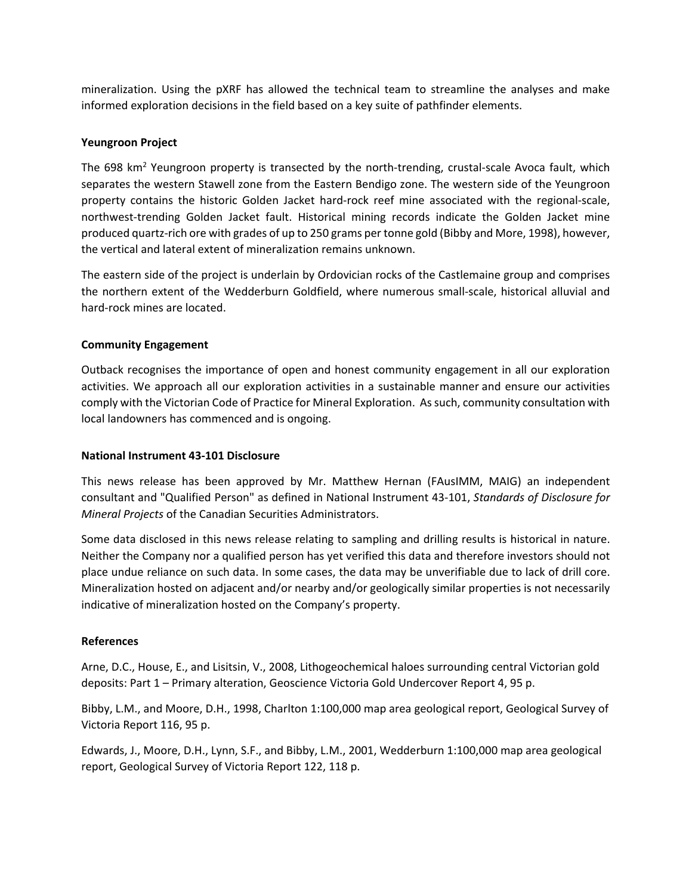mineralization. Using the pXRF has allowed the technical team to streamline the analyses and make informed exploration decisions in the field based on a key suite of pathfinder elements.

**Yeungroon Project**

The 698 km$^2$ Yeungroon property is transected by the north-trending, crustal-scale Avoca fault, which separates the western Stawell zone from the Eastern Bendigo zone. The western side of the Yeungroon property contains the historic Golden Jacket hard-rock reef mine associated with the regional-scale, northwest-trending Golden Jacket fault. Historical mining records indicate the Golden Jacket mine produced quartz-rich ore with grades of up to 250 grams per tonne gold (Bibby and More, 1998), however, the vertical and lateral extent of mineralization remains unknown.

The eastern side of the project is underlain by Ordovician rocks of the Castlemaine group and comprises the northern extent of the Wedderburn Goldfield, where numerous small-scale, historical alluvial and hard-rock mines are located.

**Community Engagement**

Outback recognises the importance of open and honest community engagement in all our exploration activities. We approach all our exploration activities in a sustainable manner and ensure our activities comply with the Victorian Code of Practice for Mineral Exploration. As such, community consultation with local landowners has commenced and is ongoing.

**National Instrument 43-101 Disclosure**

This news release has been approved by Mr. Matthew Hernan (FAusIMM, MAIG) an independent consultant and "Qualified Person" as defined in National Instrument 43-101, *Standards of Disclosure for Mineral Projects* of the Canadian Securities Administrators.

Some data disclosed in this news release relating to sampling and drilling results is historical in nature. Neither the Company nor a qualified person has yet verified this data and therefore investors should not place undue reliance on such data. In some cases, the data may be unverifiable due to lack of drill core. Mineralization hosted on adjacent and/or nearby and/or geologically similar properties is not necessarily indicative of mineralization hosted on the Company's property.

**References**

Arne, D.C., House, E., and Lisitsin, V., 2008, Lithogeochemical haloes surrounding central Victorian gold deposits: Part 1 – Primary alteration, Geoscience Victoria Gold Undercover Report 4, 95 p.

Bibby, L.M., and Moore, D.H., 1998, Charlton 1:100,000 map area geological report, Geological Survey of Victoria Report 116, 95 p.

Edwards, J., Moore, D.H., Lynn, S.F., and Bibby, L.M., 2001, Wedderburn 1:100,000 map area geological report, Geological Survey of Victoria Report 122, 118 p.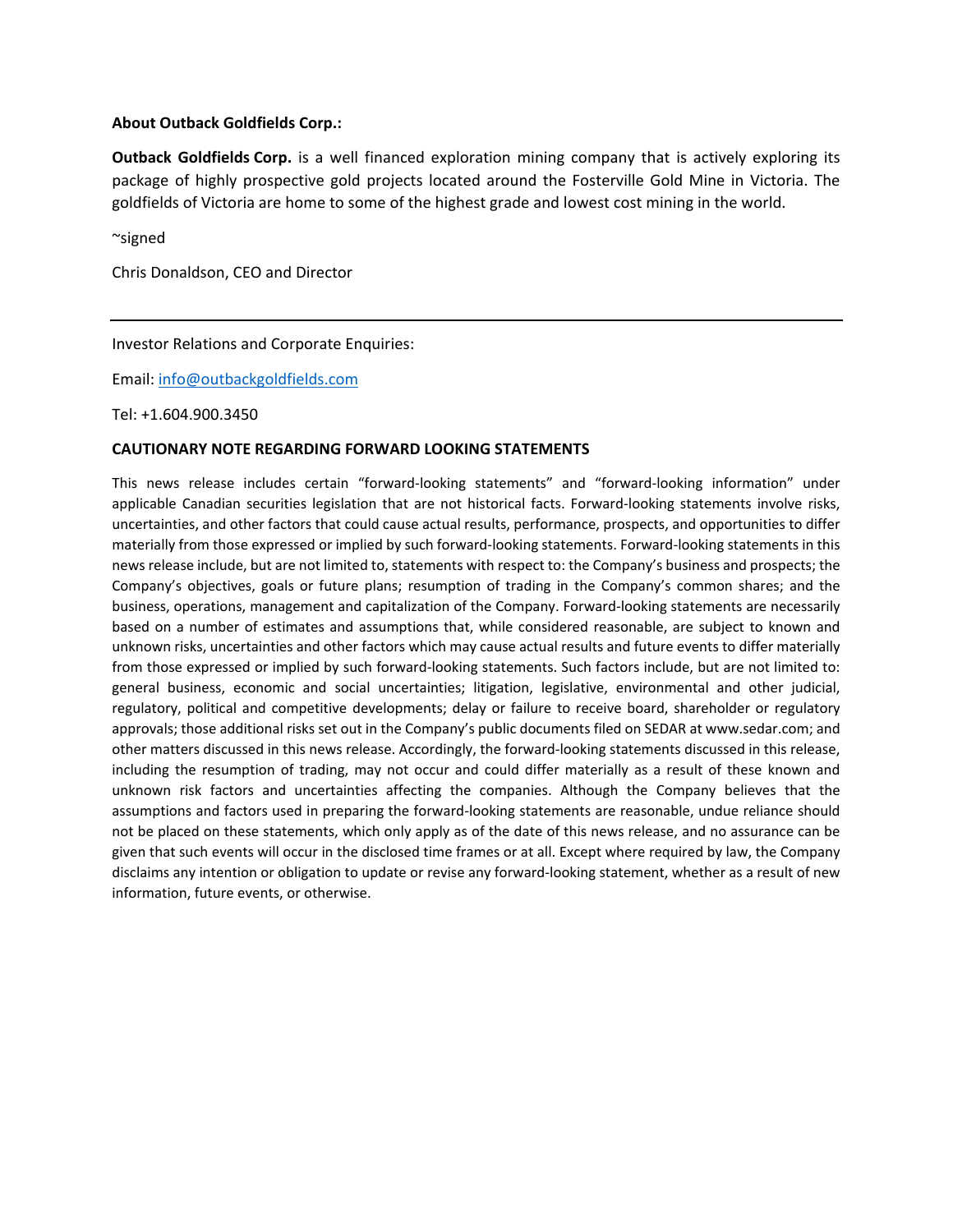**About Outback Goldfields Corp.:**

**Outback Goldfields Corp.** is a well financed exploration mining company that is actively exploring its package of highly prospective gold projects located around the Fosterville Gold Mine in Victoria. The goldfields of Victoria are home to some of the highest grade and lowest cost mining in the world.

~signed

Chris Donaldson, CEO and Director

---

Investor Relations and Corporate Enquiries:

Email: info@outbackgoldfields.com

Tel: +1.604.900.3450

**CAUTIONARY NOTE REGARDING FORWARD LOOKING STATEMENTS**

This news release includes certain "forward-looking statements" and "forward-looking information" under applicable Canadian securities legislation that are not historical facts. Forward-looking statements involve risks, uncertainties, and other factors that could cause actual results, performance, prospects, and opportunities to differ materially from those expressed or implied by such forward-looking statements. Forward-looking statements in this news release include, but are not limited to, statements with respect to: the Company's business and prospects; the Company's objectives, goals or future plans; resumption of trading in the Company's common shares; and the business, operations, management and capitalization of the Company. Forward-looking statements are necessarily based on a number of estimates and assumptions that, while considered reasonable, are subject to known and unknown risks, uncertainties and other factors which may cause actual results and future events to differ materially from those expressed or implied by such forward-looking statements. Such factors include, but are not limited to: general business, economic and social uncertainties; litigation, legislative, environmental and other judicial, regulatory, political and competitive developments; delay or failure to receive board, shareholder or regulatory approvals; those additional risks set out in the Company's public documents filed on SEDAR at www.sedar.com; and other matters discussed in this news release. Accordingly, the forward-looking statements discussed in this release, including the resumption of trading, may not occur and could differ materially as a result of these known and unknown risk factors and uncertainties affecting the companies. Although the Company believes that the assumptions and factors used in preparing the forward-looking statements are reasonable, undue reliance should not be placed on these statements, which only apply as of the date of this news release, and no assurance can be given that such events will occur in the disclosed time frames or at all. Except where required by law, the Company disclaims any intention or obligation to update or revise any forward-looking statement, whether as a result of new information, future events, or otherwise.